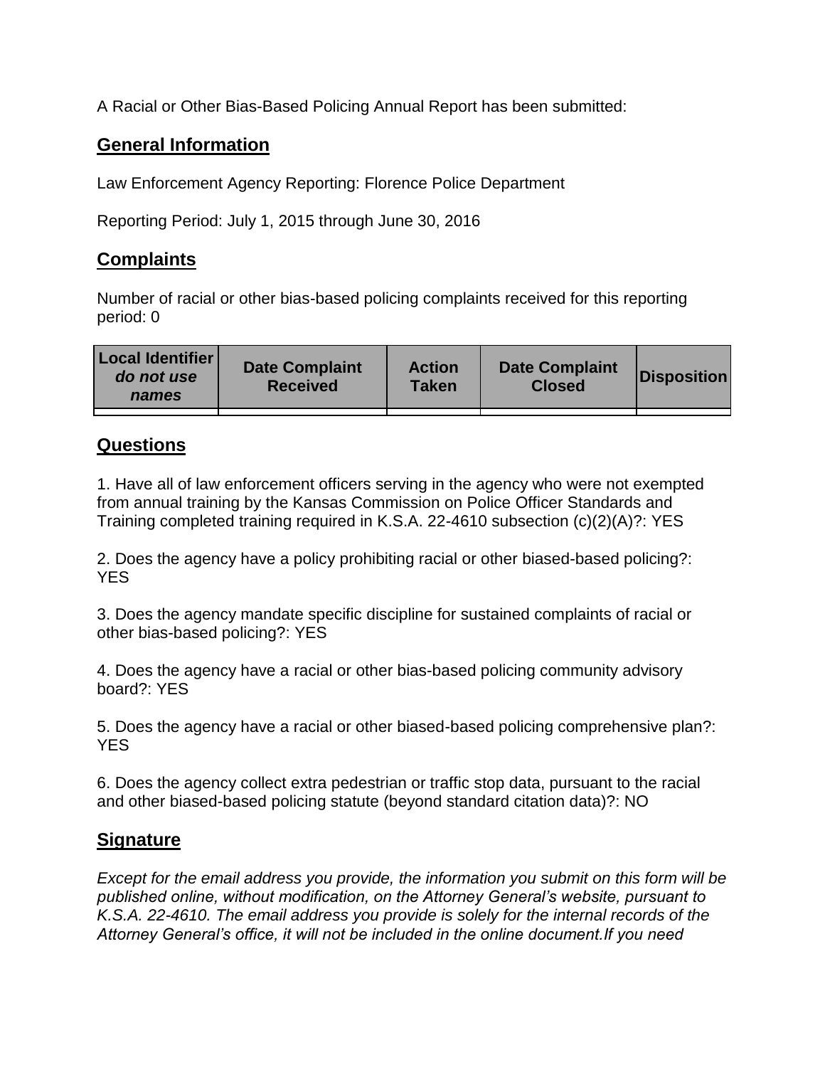A Racial or Other Bias-Based Policing Annual Report has been submitted:

## General Information

Law Enforcement Agency Reporting: Florence Police Department

Reporting Period: July 1, 2015 through June 30, 2016

## Complaints

Number of racial or other bias-based policing complaints received for this reporting period: 0

| **Local Identifier** ***do not use names*** | **Date Complaint Received** | **Action Taken** | **Date Complaint Closed** | **Disposition** |
|---|---|---|---|---|
| | | | | |

## Questions

1. Have all of law enforcement officers serving in the agency who were not exempted from annual training by the Kansas Commission on Police Officer Standards and Training completed training required in K.S.A. 22-4610 subsection (c)(2)(A)?: YES

2. Does the agency have a policy prohibiting racial or other biased-based policing?: YES

3. Does the agency mandate specific discipline for sustained complaints of racial or other bias-based policing?: YES

4. Does the agency have a racial or other bias-based policing community advisory board?: YES

5. Does the agency have a racial or other biased-based policing comprehensive plan?: YES

6. Does the agency collect extra pedestrian or traffic stop data, pursuant to the racial and other biased-based policing statute (beyond standard citation data)?: NO

## Signature

*Except for the email address you provide, the information you submit on this form will be published online, without modification, on the Attorney General's website, pursuant to K.S.A. 22-4610. The email address you provide is solely for the internal records of the Attorney General's office, it will not be included in the online document.If you need*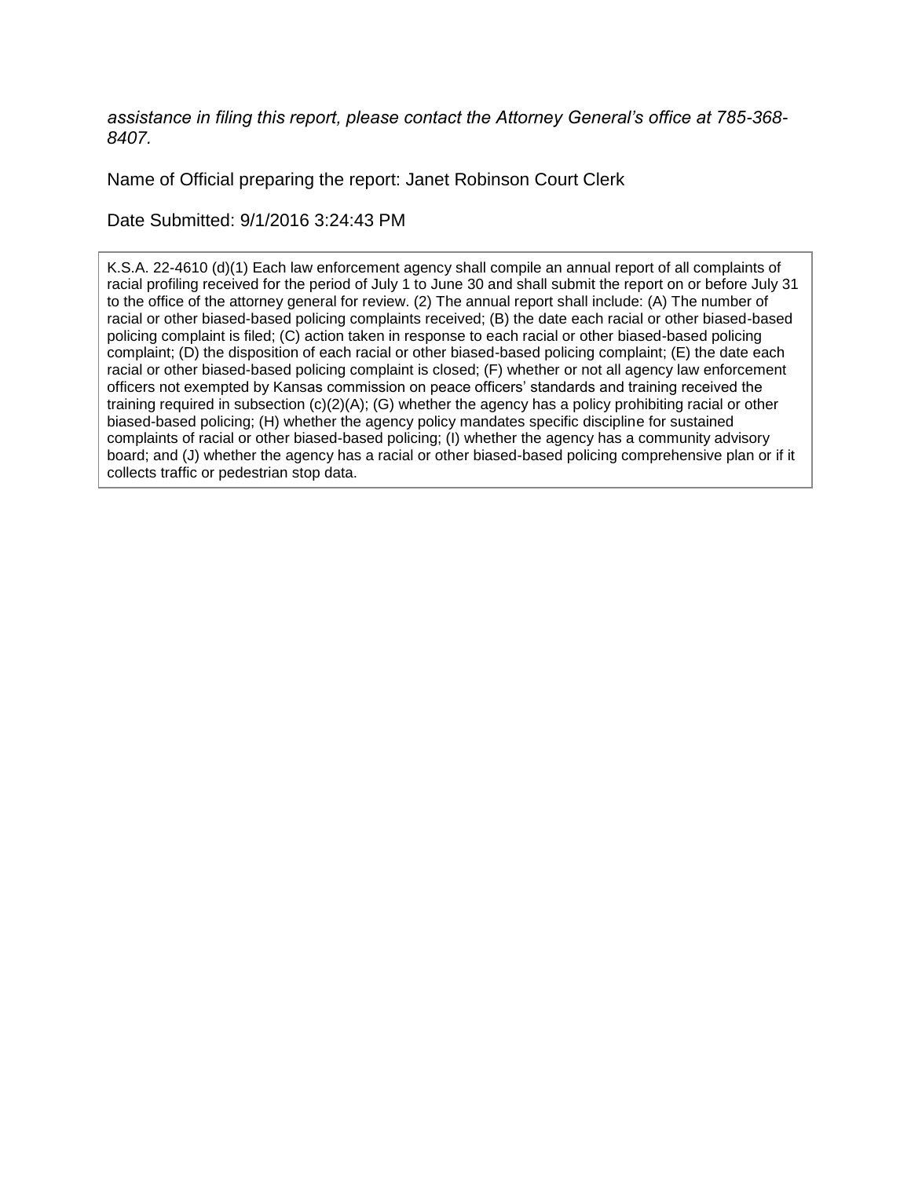*assistance in filing this report, please contact the Attorney General's office at 785-368-8407.*

Name of Official preparing the report: Janet Robinson Court Clerk

Date Submitted: 9/1/2016 3:24:43 PM

K.S.A. 22-4610 (d)(1) Each law enforcement agency shall compile an annual report of all complaints of racial profiling received for the period of July 1 to June 30 and shall submit the report on or before July 31 to the office of the attorney general for review. (2) The annual report shall include: (A) The number of racial or other biased-based policing complaints received; (B) the date each racial or other biased-based policing complaint is filed; (C) action taken in response to each racial or other biased-based policing complaint; (D) the disposition of each racial or other biased-based policing complaint; (E) the date each racial or other biased-based policing complaint is closed; (F) whether or not all agency law enforcement officers not exempted by Kansas commission on peace officers' standards and training received the training required in subsection (c)(2)(A); (G) whether the agency has a policy prohibiting racial or other biased-based policing; (H) whether the agency policy mandates specific discipline for sustained complaints of racial or other biased-based policing; (I) whether the agency has a community advisory board; and (J) whether the agency has a racial or other biased-based policing comprehensive plan or if it collects traffic or pedestrian stop data.